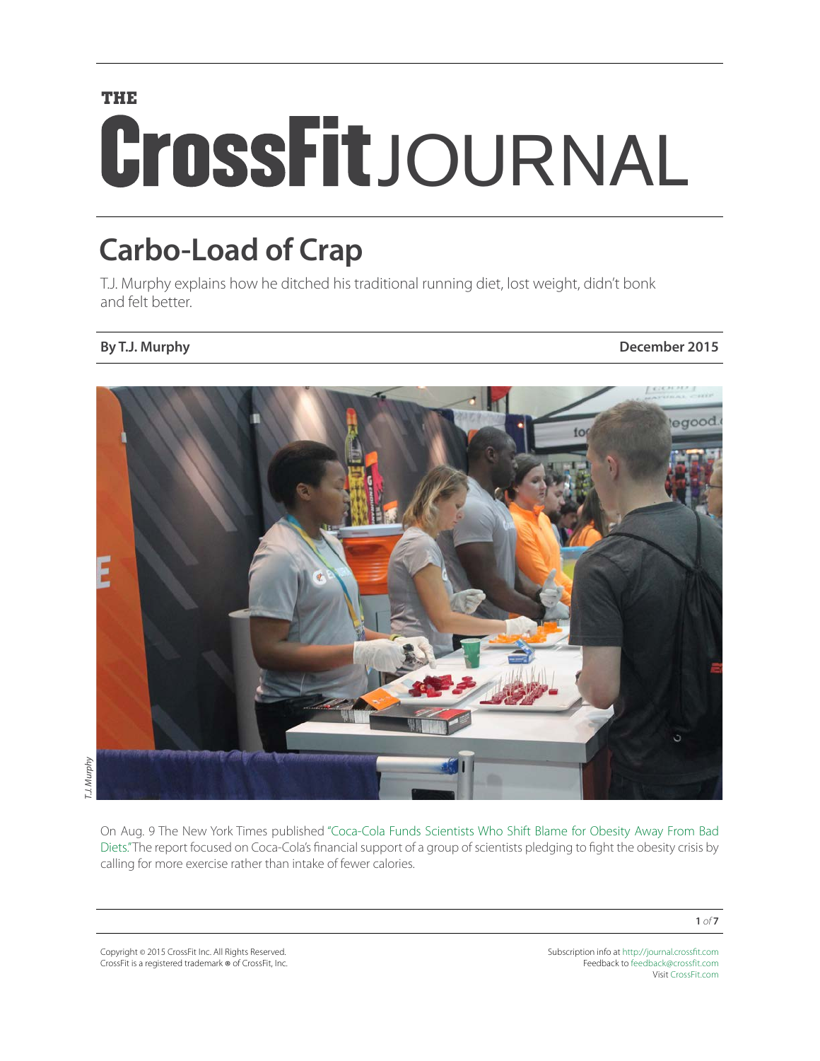# THE CrossFit JOURNAL

## Carbo-Load of Crap

T.J. Murphy explains how he ditched his traditional running diet, lost weight, didn't bonk and felt better.

**By T.J. Murphy** **December 2015**

*T.J. Murphy*

On Aug. 9 The New York Times published "Coca-Cola Funds Scientists Who Shift Blame for Obesity Away From Bad Diets." The report focused on Coca-Cola's financial support of a group of scientists pledging to fight the obesity crisis by calling for more exercise rather than intake of fewer calories.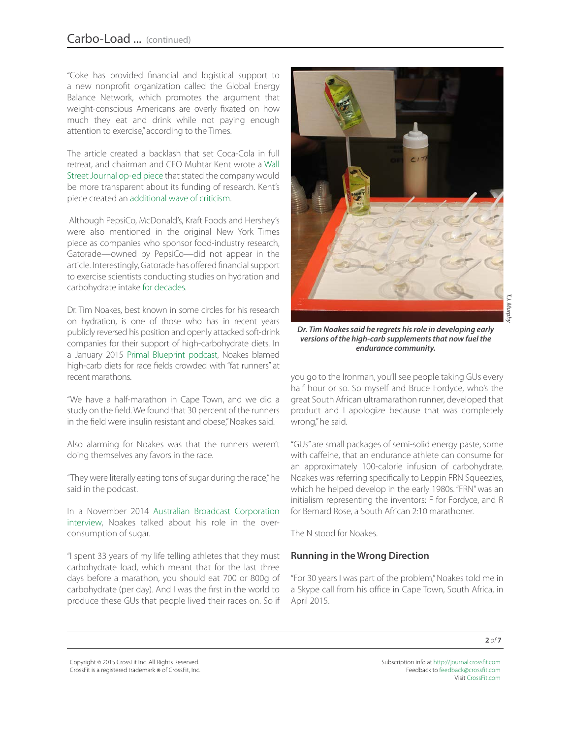"Coke has provided financial and logistical support to a new nonprofit organization called the Global Energy Balance Network, which promotes the argument that weight-conscious Americans are overly fixated on how much they eat and drink while not paying enough attention to exercise," according to the Times.

The article created a backlash that set Coca-Cola in full retreat, and chairman and CEO Muhtar Kent wrote a Wall Street Journal op-ed piece that stated the company would be more transparent about its funding of research. Kent's piece created an additional wave of criticism.

Although PepsiCo, McDonald's, Kraft Foods and Hershey's were also mentioned in the original New York Times piece as companies who sponsor food-industry research, Gatorade—owned by PepsiCo—did not appear in the article. Interestingly, Gatorade has offered financial support to exercise scientists conducting studies on hydration and carbohydrate intake for decades.

Dr. Tim Noakes, best known in some circles for his research on hydration, is one of those who has in recent years publicly reversed his position and openly attacked soft-drink companies for their support of high-carbohydrate diets. In a January 2015 Primal Blueprint podcast, Noakes blamed high-carb diets for race fields crowded with "fat runners" at recent marathons.

"We have a half-marathon in Cape Town, and we did a study on the field. We found that 30 percent of the runners in the field were insulin resistant and obese," Noakes said.

Also alarming for Noakes was that the runners weren't doing themselves any favors in the race.

"They were literally eating tons of sugar during the race," he said in the podcast.

In a November 2014 Australian Broadcast Corporation interview, Noakes talked about his role in the over-consumption of sugar.

"I spent 33 years of my life telling athletes that they must carbohydrate load, which meant that for the last three days before a marathon, you should eat 700 or 800g of carbohydrate (per day). And I was the first in the world to produce these GUs that people lived their races on. So if you go to the Ironman, you'll see people taking GUs every half hour or so. So myself and Bruce Fordyce, who's the great South African ultramarathon runner, developed that product and I apologize because that was completely wrong," he said.

T.J. Murphy

***Dr. Tim Noakes said he regrets his role in developing early versions of the high-carb supplements that now fuel the endurance community.***

"GUs" are small packages of semi-solid energy paste, some with caffeine, that an endurance athlete can consume for an approximately 100-calorie infusion of carbohydrate. Noakes was referring specifically to Leppin FRN Squeezies, which he helped develop in the early 1980s. "FRN" was an initialism representing the inventors: F for Fordyce, and R for Bernard Rose, a South African 2:10 marathoner.

The N stood for Noakes.

### Running in the Wrong Direction

"For 30 years I was part of the problem," Noakes told me in a Skype call from his office in Cape Town, South Africa, in April 2015.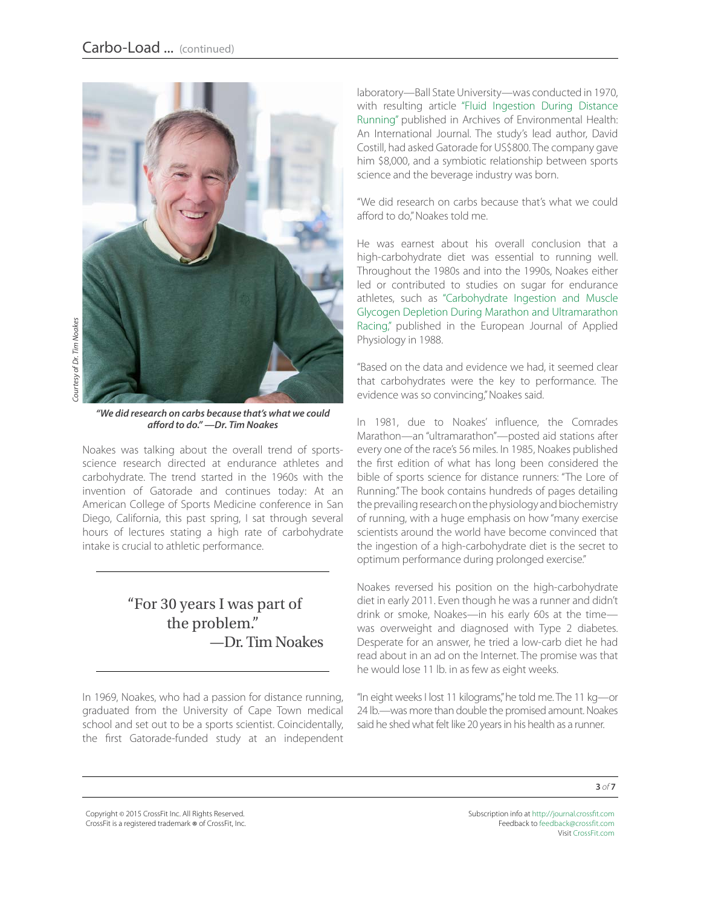*“We did research on carbs because that’s what we could afford to do.” —Dr. Tim Noakes*

Noakes was talking about the overall trend of sports-science research directed at endurance athletes and carbohydrate. The trend started in the 1960s with the invention of Gatorade and continues today: At an American College of Sports Medicine conference in San Diego, California, this past spring, I sat through several hours of lectures stating a high rate of carbohydrate intake is crucial to athletic performance.

> “For 30 years I was part of the problem.”
> —Dr. Tim Noakes

In 1969, Noakes, who had a passion for distance running, graduated from the University of Cape Town medical school and set out to be a sports scientist. Coincidentally, the first Gatorade-funded study at an independent laboratory—Ball State University—was conducted in 1970, with resulting article “Fluid Ingestion During Distance Running” published in Archives of Environmental Health: An International Journal. The study’s lead author, David Costill, had asked Gatorade for US$800. The company gave him $8,000, and a symbiotic relationship between sports science and the beverage industry was born.

“We did research on carbs because that’s what we could afford to do,” Noakes told me.

He was earnest about his overall conclusion that a high-carbohydrate diet was essential to running well. Throughout the 1980s and into the 1990s, Noakes either led or contributed to studies on sugar for endurance athletes, such as “Carbohydrate Ingestion and Muscle Glycogen Depletion During Marathon and Ultramarathon Racing,” published in the European Journal of Applied Physiology in 1988.

“Based on the data and evidence we had, it seemed clear that carbohydrates were the key to performance. The evidence was so convincing,” Noakes said.

In 1981, due to Noakes’ influence, the Comrades Marathon—an “ultramarathon”—posted aid stations after every one of the race’s 56 miles. In 1985, Noakes published the first edition of what has long been considered the bible of sports science for distance runners: “The Lore of Running.” The book contains hundreds of pages detailing the prevailing research on the physiology and biochemistry of running, with a huge emphasis on how “many exercise scientists around the world have become convinced that the ingestion of a high-carbohydrate diet is the secret to optimum performance during prolonged exercise.”

Noakes reversed his position on the high-carbohydrate diet in early 2011. Even though he was a runner and didn’t drink or smoke, Noakes—in his early 60s at the time—was overweight and diagnosed with Type 2 diabetes. Desperate for an answer, he tried a low-carb diet he had read about in an ad on the Internet. The promise was that he would lose 11 lb. in as few as eight weeks.

“In eight weeks I lost 11 kilograms,” he told me. The 11 kg—or 24 lb.—was more than double the promised amount. Noakes said he shed what felt like 20 years in his health as a runner.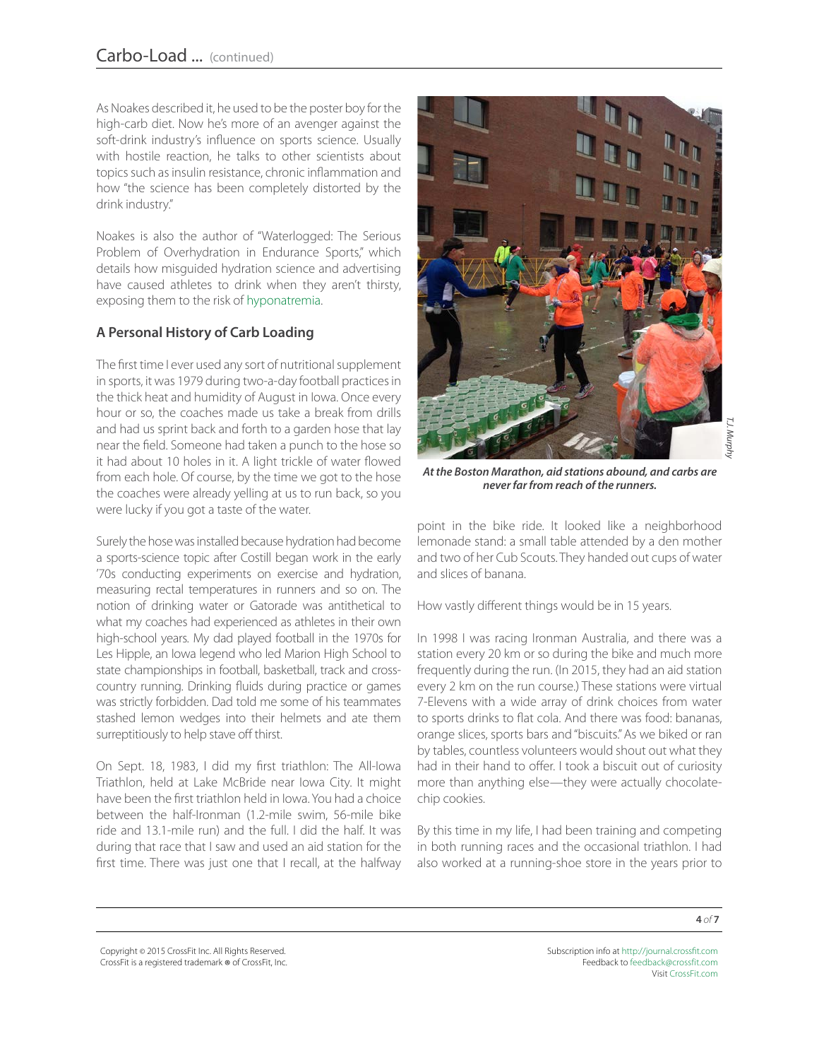As Noakes described it, he used to be the poster boy for the high-carb diet. Now he's more of an avenger against the soft-drink industry's influence on sports science. Usually with hostile reaction, he talks to other scientists about topics such as insulin resistance, chronic inflammation and how "the science has been completely distorted by the drink industry."

Noakes is also the author of "Waterlogged: The Serious Problem of Overhydration in Endurance Sports," which details how misguided hydration science and advertising have caused athletes to drink when they aren't thirsty, exposing them to the risk of hyponatremia.

### A Personal History of Carb Loading

The first time I ever used any sort of nutritional supplement in sports, it was 1979 during two-a-day football practices in the thick heat and humidity of August in Iowa. Once every hour or so, the coaches made us take a break from drills and had us sprint back and forth to a garden hose that lay near the field. Someone had taken a punch to the hose so it had about 10 holes in it. A light trickle of water flowed from each hole. Of course, by the time we got to the hose the coaches were already yelling at us to run back, so you were lucky if you got a taste of the water.

Surely the hose was installed because hydration had become a sports-science topic after Costill began work in the early '70s conducting experiments on exercise and hydration, measuring rectal temperatures in runners and so on. The notion of drinking water or Gatorade was antithetical to what my coaches had experienced as athletes in their own high-school years. My dad played football in the 1970s for Les Hipple, an Iowa legend who led Marion High School to state championships in football, basketball, track and cross-country running. Drinking fluids during practice or games was strictly forbidden. Dad told me some of his teammates stashed lemon wedges into their helmets and ate them surreptitiously to help stave off thirst.

On Sept. 18, 1983, I did my first triathlon: The All-Iowa Triathlon, held at Lake McBride near Iowa City. It might have been the first triathlon held in Iowa. You had a choice between the half-Ironman (1.2-mile swim, 56-mile bike ride and 13.1-mile run) and the full. I did the half. It was during that race that I saw and used an aid station for the first time. There was just one that I recall, at the halfway point in the bike ride. It looked like a neighborhood lemonade stand: a small table attended by a den mother and two of her Cub Scouts. They handed out cups of water and slices of banana.

T.J. Murphy

***At the Boston Marathon, aid stations abound, and carbs are never far from reach of the runners.***

How vastly different things would be in 15 years.

In 1998 I was racing Ironman Australia, and there was a station every 20 km or so during the bike and much more frequently during the run. (In 2015, they had an aid station every 2 km on the run course.) These stations were virtual 7-Elevens with a wide array of drink choices from water to sports drinks to flat cola. And there was food: bananas, orange slices, sports bars and "biscuits." As we biked or ran by tables, countless volunteers would shout out what they had in their hand to offer. I took a biscuit out of curiosity more than anything else—they were actually chocolate-chip cookies.

By this time in my life, I had been training and competing in both running races and the occasional triathlon. I had also worked at a running-shoe store in the years prior to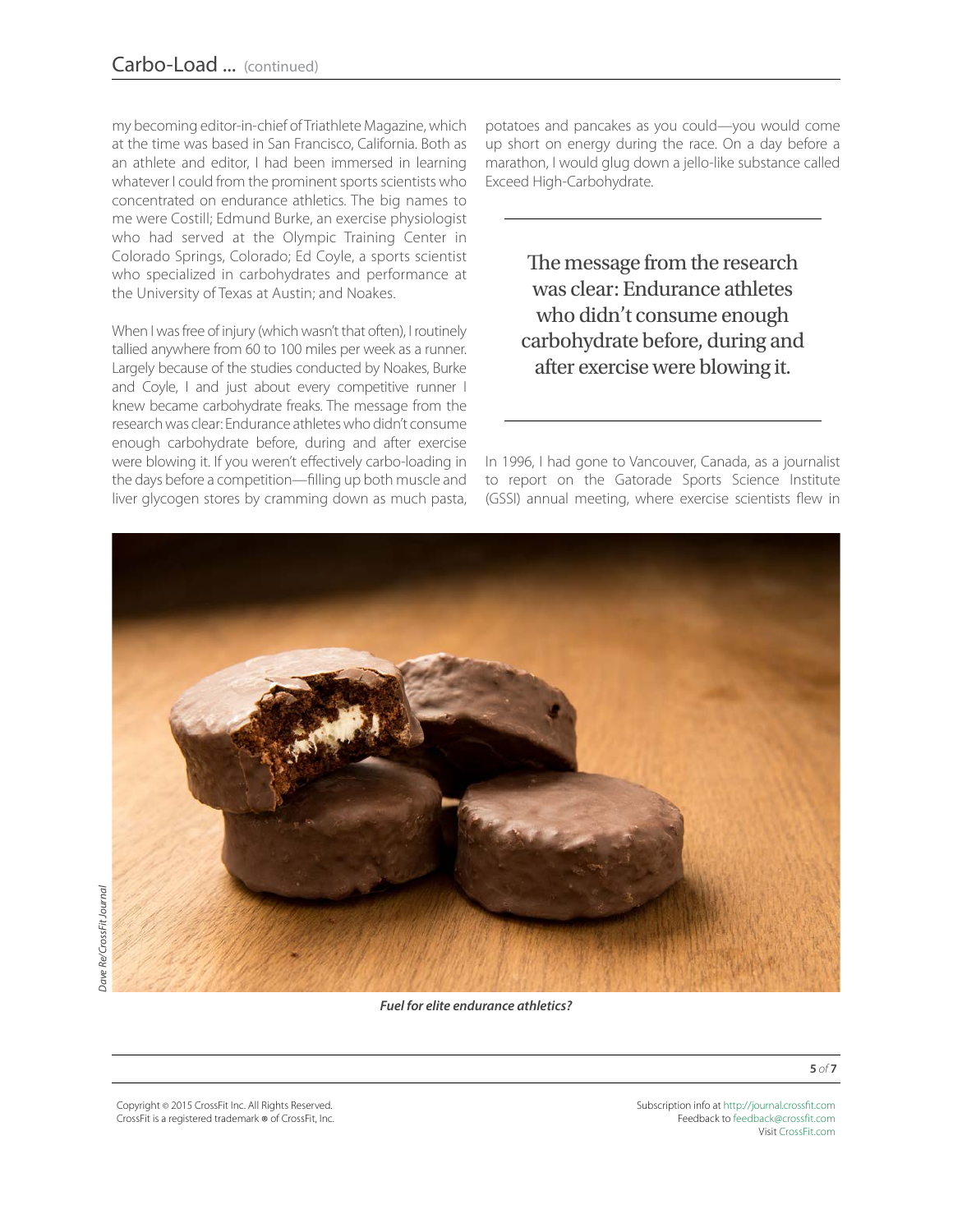my becoming editor-in-chief of Triathlete Magazine, which at the time was based in San Francisco, California. Both as an athlete and editor, I had been immersed in learning whatever I could from the prominent sports scientists who concentrated on endurance athletics. The big names to me were Costill; Edmund Burke, an exercise physiologist who had served at the Olympic Training Center in Colorado Springs, Colorado; Ed Coyle, a sports scientist who specialized in carbohydrates and performance at the University of Texas at Austin; and Noakes.

When I was free of injury (which wasn't that often), I routinely tallied anywhere from 60 to 100 miles per week as a runner. Largely because of the studies conducted by Noakes, Burke and Coyle, I and just about every competitive runner I knew became carbohydrate freaks. The message from the research was clear: Endurance athletes who didn't consume enough carbohydrate before, during and after exercise were blowing it. If you weren't effectively carbo-loading in the days before a competition—filling up both muscle and liver glycogen stores by cramming down as much pasta, potatoes and pancakes as you could—you would come up short on energy during the race. On a day before a marathon, I would glug down a jello-like substance called Exceed High-Carbohydrate.

> The message from the research was clear: Endurance athletes who didn't consume enough carbohydrate before, during and after exercise were blowing it.

In 1996, I had gone to Vancouver, Canada, as a journalist to report on the Gatorade Sports Science Institute (GSSI) annual meeting, where exercise scientists flew in

Dave Re/CrossFit Journal

***Fuel for elite endurance athletics?***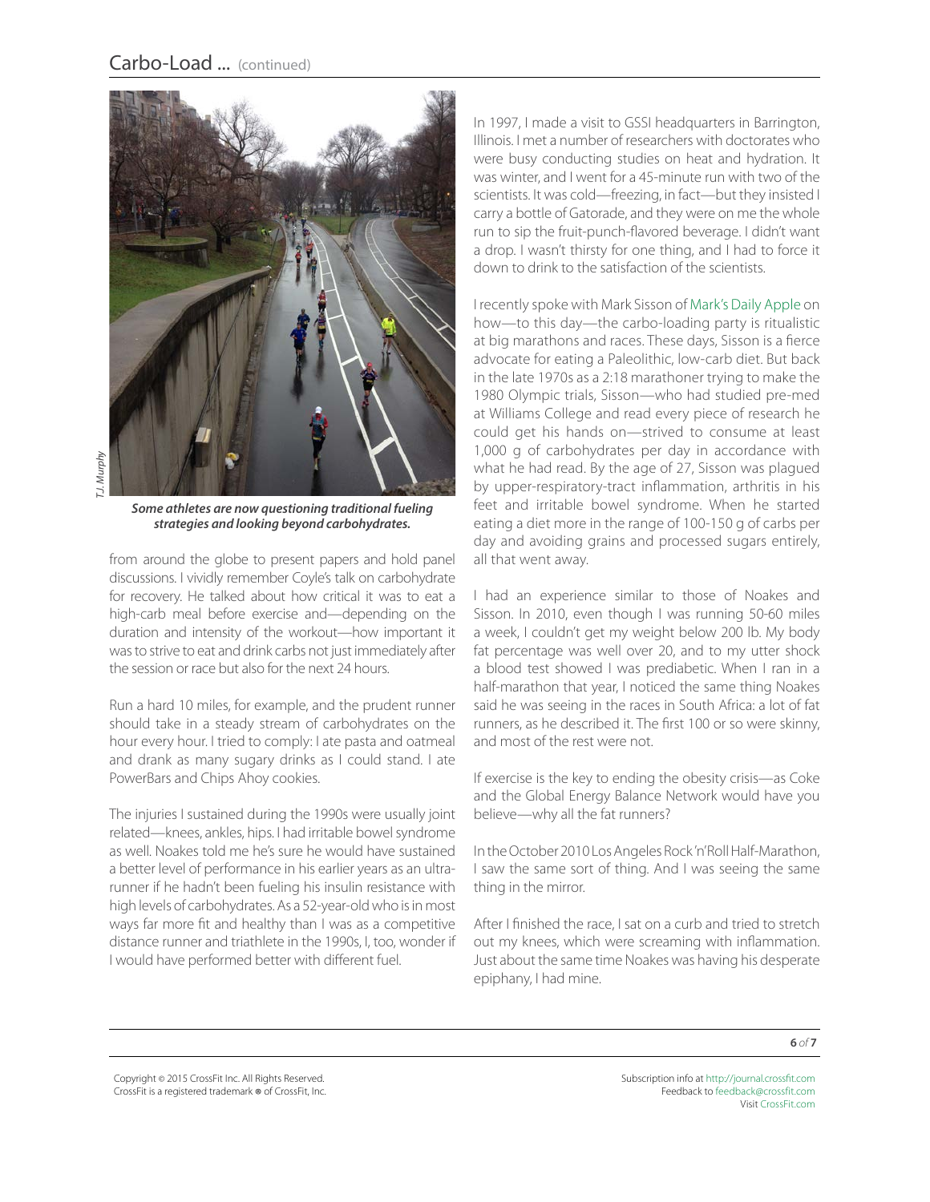*Some athletes are now questioning traditional fueling strategies and looking beyond carbohydrates.*

from around the globe to present papers and hold panel discussions. I vividly remember Coyle's talk on carbohydrate for recovery. He talked about how critical it was to eat a high-carb meal before exercise and—depending on the duration and intensity of the workout—how important it was to strive to eat and drink carbs not just immediately after the session or race but also for the next 24 hours.

Run a hard 10 miles, for example, and the prudent runner should take in a steady stream of carbohydrates on the hour every hour. I tried to comply: I ate pasta and oatmeal and drank as many sugary drinks as I could stand. I ate PowerBars and Chips Ahoy cookies.

The injuries I sustained during the 1990s were usually joint related—knees, ankles, hips. I had irritable bowel syndrome as well. Noakes told me he's sure he would have sustained a better level of performance in his earlier years as an ultra-runner if he hadn't been fueling his insulin resistance with high levels of carbohydrates. As a 52-year-old who is in most ways far more fit and healthy than I was as a competitive distance runner and triathlete in the 1990s, I, too, wonder if I would have performed better with different fuel.

In 1997, I made a visit to GSSI headquarters in Barrington, Illinois. I met a number of researchers with doctorates who were busy conducting studies on heat and hydration. It was winter, and I went for a 45-minute run with two of the scientists. It was cold—freezing, in fact—but they insisted I carry a bottle of Gatorade, and they were on me the whole run to sip the fruit-punch-flavored beverage. I didn't want a drop. I wasn't thirsty for one thing, and I had to force it down to drink to the satisfaction of the scientists.

I recently spoke with Mark Sisson of Mark's Daily Apple on how—to this day—the carbo-loading party is ritualistic at big marathons and races. These days, Sisson is a fierce advocate for eating a Paleolithic, low-carb diet. But back in the late 1970s as a 2:18 marathoner trying to make the 1980 Olympic trials, Sisson—who had studied pre-med at Williams College and read every piece of research he could get his hands on—strived to consume at least 1,000 g of carbohydrates per day in accordance with what he had read. By the age of 27, Sisson was plagued by upper-respiratory-tract inflammation, arthritis in his feet and irritable bowel syndrome. When he started eating a diet more in the range of 100-150 g of carbs per day and avoiding grains and processed sugars entirely, all that went away.

I had an experience similar to those of Noakes and Sisson. In 2010, even though I was running 50-60 miles a week, I couldn't get my weight below 200 lb. My body fat percentage was well over 20, and to my utter shock a blood test showed I was prediabetic. When I ran in a half-marathon that year, I noticed the same thing Noakes said he was seeing in the races in South Africa: a lot of fat runners, as he described it. The first 100 or so were skinny, and most of the rest were not.

If exercise is the key to ending the obesity crisis—as Coke and the Global Energy Balance Network would have you believe—why all the fat runners?

In the October 2010 Los Angeles Rock 'n' Roll Half-Marathon, I saw the same sort of thing. And I was seeing the same thing in the mirror.

After I finished the race, I sat on a curb and tried to stretch out my knees, which were screaming with inflammation. Just about the same time Noakes was having his desperate epiphany, I had mine.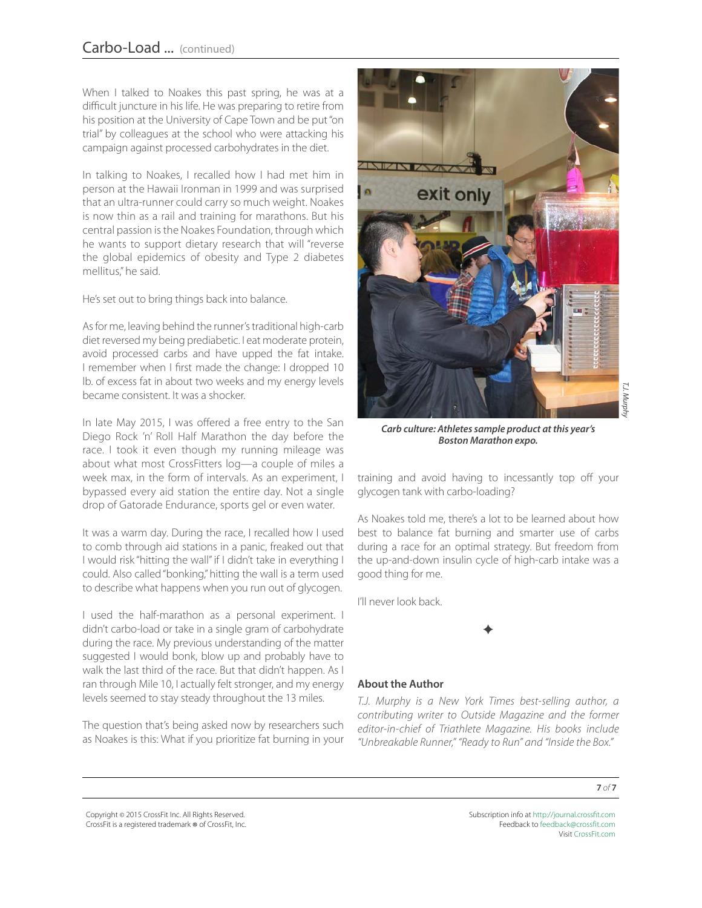When I talked to Noakes this past spring, he was at a difficult juncture in his life. He was preparing to retire from his position at the University of Cape Town and be put "on trial" by colleagues at the school who were attacking his campaign against processed carbohydrates in the diet.

In talking to Noakes, I recalled how I had met him in person at the Hawaii Ironman in 1999 and was surprised that an ultra-runner could carry so much weight. Noakes is now thin as a rail and training for marathons. But his central passion is the Noakes Foundation, through which he wants to support dietary research that will "reverse the global epidemics of obesity and Type 2 diabetes mellitus," he said.

He's set out to bring things back into balance.

As for me, leaving behind the runner's traditional high-carb diet reversed my being prediabetic. I eat moderate protein, avoid processed carbs and have upped the fat intake. I remember when I first made the change: I dropped 10 lb. of excess fat in about two weeks and my energy levels became consistent. It was a shocker.

In late May 2015, I was offered a free entry to the San Diego Rock 'n' Roll Half Marathon the day before the race. I took it even though my running mileage was about what most CrossFitters log—a couple of miles a week max, in the form of intervals. As an experiment, I bypassed every aid station the entire day. Not a single drop of Gatorade Endurance, sports gel or even water.

It was a warm day. During the race, I recalled how I used to comb through aid stations in a panic, freaked out that I would risk "hitting the wall" if I didn't take in everything I could. Also called "bonking," hitting the wall is a term used to describe what happens when you run out of glycogen.

I used the half-marathon as a personal experiment. I didn't carbo-load or take in a single gram of carbohydrate during the race. My previous understanding of the matter suggested I would bonk, blow up and probably have to walk the last third of the race. But that didn't happen. As I ran through Mile 10, I actually felt stronger, and my energy levels seemed to stay steady throughout the 13 miles.

The question that's being asked now by researchers such as Noakes is this: What if you prioritize fat burning in your training and avoid having to incessantly top off your glycogen tank with carbo-loading?

T.J. Murphy

***Carb culture: Athletes sample product at this year's Boston Marathon expo.***

As Noakes told me, there's a lot to be learned about how best to balance fat burning and smarter use of carbs during a race for an optimal strategy. But freedom from the up-and-down insulin cycle of high-carb intake was a good thing for me.

I'll never look back.

✦

### About the Author

*T.J. Murphy is a New York Times best-selling author, a contributing writer to Outside Magazine and the former editor-in-chief of Triathlete Magazine. His books include "Unbreakable Runner," "Ready to Run" and "Inside the Box."*